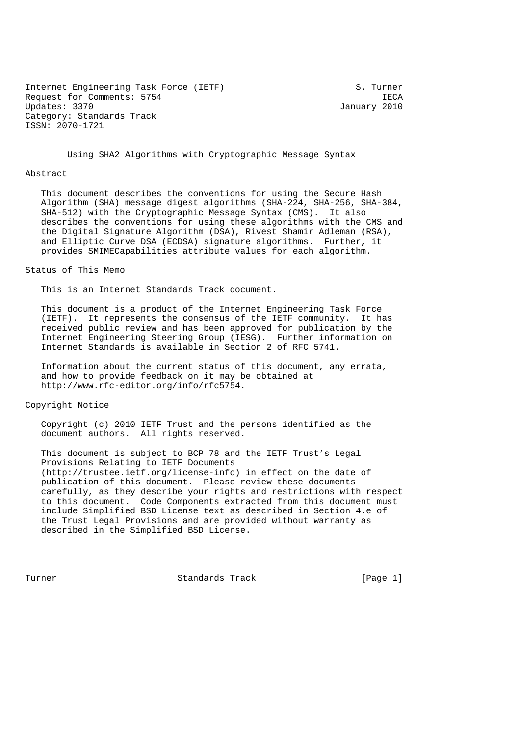Internet Engineering Task Force (IETF)  S. Turner
Request for Comments: 5754  IECA
Updates: 3370  January 2010
Category: Standards Track
ISSN: 2070-1721

# Using SHA2 Algorithms with Cryptographic Message Syntax

## Abstract

This document describes the conventions for using the Secure Hash Algorithm (SHA) message digest algorithms (SHA-224, SHA-256, SHA-384, SHA-512) with the Cryptographic Message Syntax (CMS). It also describes the conventions for using these algorithms with the CMS and the Digital Signature Algorithm (DSA), Rivest Shamir Adleman (RSA), and Elliptic Curve DSA (ECDSA) signature algorithms. Further, it provides SMIMECapabilities attribute values for each algorithm.

## Status of This Memo

This is an Internet Standards Track document.

This document is a product of the Internet Engineering Task Force (IETF). It represents the consensus of the IETF community. It has received public review and has been approved for publication by the Internet Engineering Steering Group (IESG). Further information on Internet Standards is available in Section 2 of RFC 5741.

Information about the current status of this document, any errata, and how to provide feedback on it may be obtained at http://www.rfc-editor.org/info/rfc5754.

## Copyright Notice

Copyright (c) 2010 IETF Trust and the persons identified as the document authors. All rights reserved.

This document is subject to BCP 78 and the IETF Trust's Legal Provisions Relating to IETF Documents (http://trustee.ietf.org/license-info) in effect on the date of publication of this document. Please review these documents carefully, as they describe your rights and restrictions with respect to this document. Code Components extracted from this document must include Simplified BSD License text as described in Section 4.e of the Trust Legal Provisions and are provided without warranty as described in the Simplified BSD License.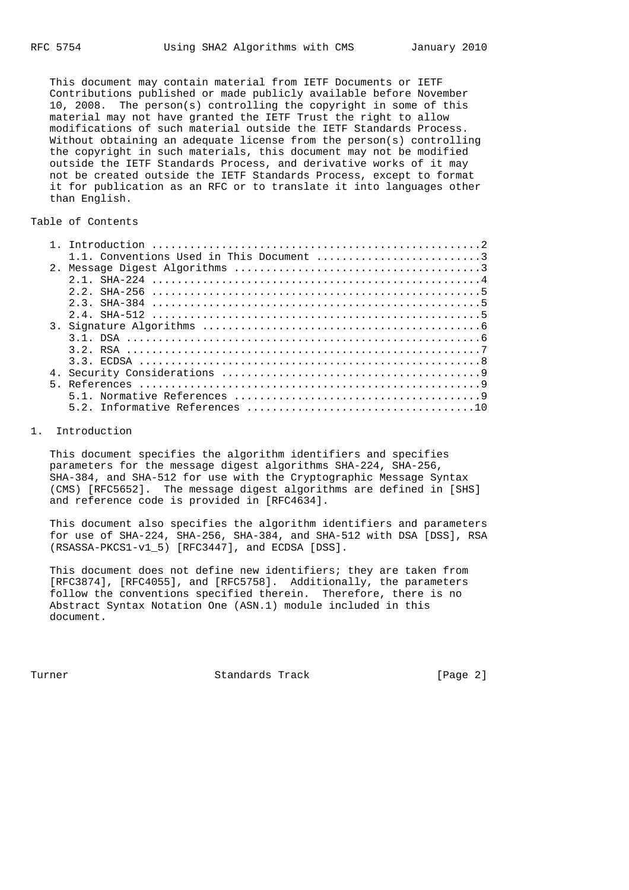This document may contain material from IETF Documents or IETF Contributions published or made publicly available before November 10, 2008. The person(s) controlling the copyright in some of this material may not have granted the IETF Trust the right to allow modifications of such material outside the IETF Standards Process. Without obtaining an adequate license from the person(s) controlling the copyright in such materials, this document may not be modified outside the IETF Standards Process, and derivative works of it may not be created outside the IETF Standards Process, except to format it for publication as an RFC or to translate it into languages other than English.

Table of Contents

```
   1. Introduction ....................................................2
      1.1. Conventions Used in This Document ..........................3
   2. Message Digest Algorithms .......................................3
      2.1. SHA-224 ....................................................4
      2.2. SHA-256 ....................................................5
      2.3. SHA-384 ....................................................5
      2.4. SHA-512 ....................................................5
   3. Signature Algorithms ............................................6
      3.1. DSA ........................................................6
      3.2. RSA ........................................................7
      3.3. ECDSA ......................................................8
   4. Security Considerations .........................................9
   5. References ......................................................9
      5.1. Normative References .......................................9
      5.2. Informative References ....................................10
```

# 1. Introduction

This document specifies the algorithm identifiers and specifies parameters for the message digest algorithms SHA-224, SHA-256, SHA-384, and SHA-512 for use with the Cryptographic Message Syntax (CMS) [RFC5652]. The message digest algorithms are defined in [SHS] and reference code is provided in [RFC4634].

This document also specifies the algorithm identifiers and parameters for use of SHA-224, SHA-256, SHA-384, and SHA-512 with DSA [DSS], RSA (RSASSA-PKCS1-v1_5) [RFC3447], and ECDSA [DSS].

This document does not define new identifiers; they are taken from [RFC3874], [RFC4055], and [RFC5758]. Additionally, the parameters follow the conventions specified therein. Therefore, there is no Abstract Syntax Notation One (ASN.1) module included in this document.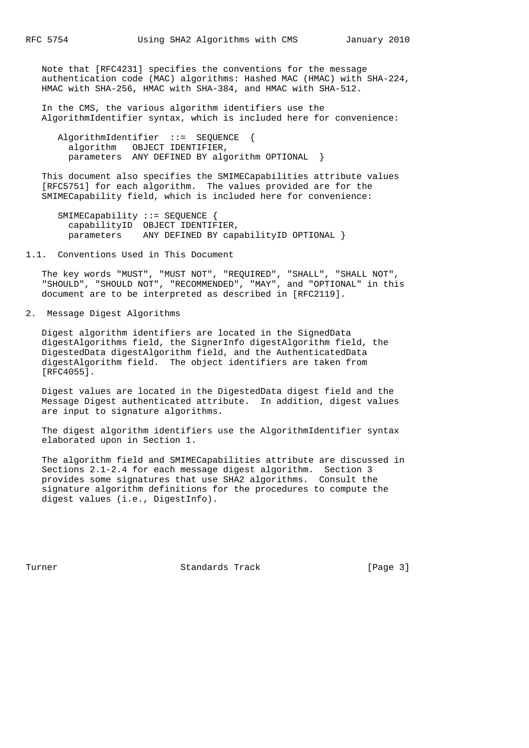Note that [RFC4231] specifies the conventions for the message authentication code (MAC) algorithms: Hashed MAC (HMAC) with SHA-224, HMAC with SHA-256, HMAC with SHA-384, and HMAC with SHA-512.

In the CMS, the various algorithm identifiers use the AlgorithmIdentifier syntax, which is included here for convenience:

```
AlgorithmIdentifier  ::=  SEQUENCE  {
  algorithm   OBJECT IDENTIFIER,
  parameters  ANY DEFINED BY algorithm OPTIONAL  }
```

This document also specifies the SMIMECapabilities attribute values [RFC5751] for each algorithm. The values provided are for the SMIMECapability field, which is included here for convenience:

```
SMIMECapability ::= SEQUENCE {
  capabilityID  OBJECT IDENTIFIER,
  parameters    ANY DEFINED BY capabilityID OPTIONAL }
```

### 1.1. Conventions Used in This Document

The key words "MUST", "MUST NOT", "REQUIRED", "SHALL", "SHALL NOT", "SHOULD", "SHOULD NOT", "RECOMMENDED", "MAY", and "OPTIONAL" in this document are to be interpreted as described in [RFC2119].

## 2. Message Digest Algorithms

Digest algorithm identifiers are located in the SignedData digestAlgorithms field, the SignerInfo digestAlgorithm field, the DigestedData digestAlgorithm field, and the AuthenticatedData digestAlgorithm field. The object identifiers are taken from [RFC4055].

Digest values are located in the DigestedData digest field and the Message Digest authenticated attribute. In addition, digest values are input to signature algorithms.

The digest algorithm identifiers use the AlgorithmIdentifier syntax elaborated upon in Section 1.

The algorithm field and SMIMECapabilities attribute are discussed in Sections 2.1-2.4 for each message digest algorithm. Section 3 provides some signatures that use SHA2 algorithms. Consult the signature algorithm definitions for the procedures to compute the digest values (i.e., DigestInfo).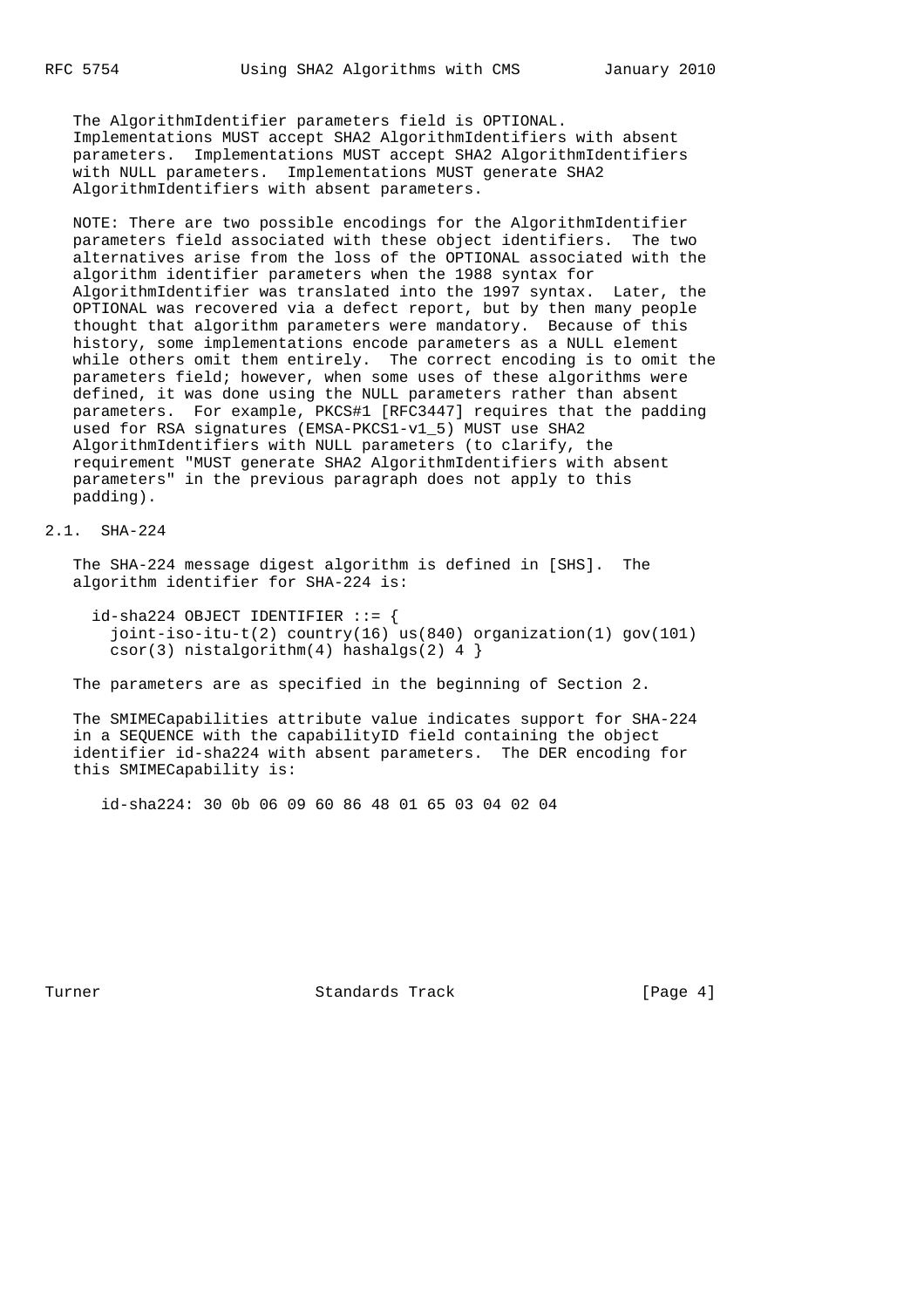The AlgorithmIdentifier parameters field is OPTIONAL. Implementations MUST accept SHA2 AlgorithmIdentifiers with absent parameters. Implementations MUST accept SHA2 AlgorithmIdentifiers with NULL parameters. Implementations MUST generate SHA2 AlgorithmIdentifiers with absent parameters.

NOTE: There are two possible encodings for the AlgorithmIdentifier parameters field associated with these object identifiers. The two alternatives arise from the loss of the OPTIONAL associated with the algorithm identifier parameters when the 1988 syntax for AlgorithmIdentifier was translated into the 1997 syntax. Later, the OPTIONAL was recovered via a defect report, but by then many people thought that algorithm parameters were mandatory. Because of this history, some implementations encode parameters as a NULL element while others omit them entirely. The correct encoding is to omit the parameters field; however, when some uses of these algorithms were defined, it was done using the NULL parameters rather than absent parameters. For example, PKCS#1 [RFC3447] requires that the padding used for RSA signatures (EMSA-PKCS1-v1_5) MUST use SHA2 AlgorithmIdentifiers with NULL parameters (to clarify, the requirement "MUST generate SHA2 AlgorithmIdentifiers with absent parameters" in the previous paragraph does not apply to this padding).

## 2.1. SHA-224

The SHA-224 message digest algorithm is defined in [SHS]. The algorithm identifier for SHA-224 is:

```
id-sha224 OBJECT IDENTIFIER ::= {
  joint-iso-itu-t(2) country(16) us(840) organization(1) gov(101)
  csor(3) nistalgorithm(4) hashalgs(2) 4 }
```

The parameters are as specified in the beginning of Section 2.

The SMIMECapabilities attribute value indicates support for SHA-224 in a SEQUENCE with the capabilityID field containing the object identifier id-sha224 with absent parameters. The DER encoding for this SMIMECapability is:

```
id-sha224: 30 0b 06 09 60 86 48 01 65 03 04 02 04
```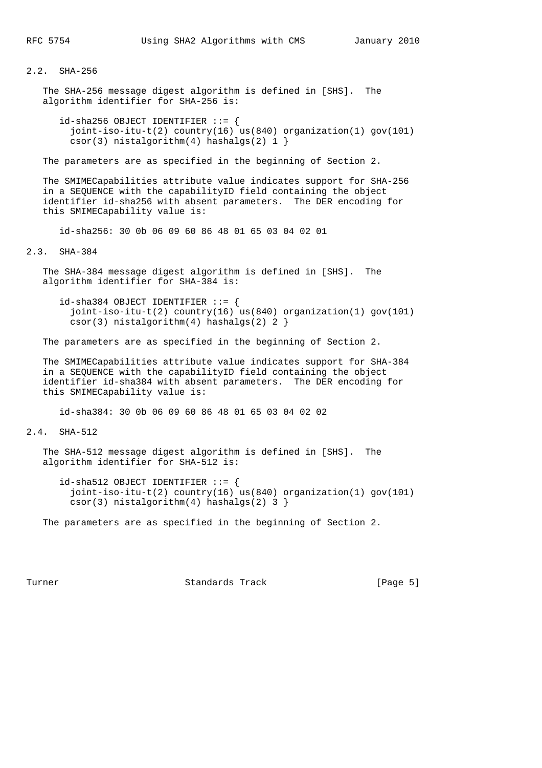### 2.2. SHA-256

The SHA-256 message digest algorithm is defined in [SHS]. The algorithm identifier for SHA-256 is:

```
id-sha256 OBJECT IDENTIFIER ::= {
  joint-iso-itu-t(2) country(16) us(840) organization(1) gov(101)
  csor(3) nistalgorithm(4) hashalgs(2) 1 }
```

The parameters are as specified in the beginning of Section 2.

The SMIMECapabilities attribute value indicates support for SHA-256 in a SEQUENCE with the capabilityID field containing the object identifier id-sha256 with absent parameters. The DER encoding for this SMIMECapability value is:

```
id-sha256: 30 0b 06 09 60 86 48 01 65 03 04 02 01
```

### 2.3. SHA-384

The SHA-384 message digest algorithm is defined in [SHS]. The algorithm identifier for SHA-384 is:

```
id-sha384 OBJECT IDENTIFIER ::= {
  joint-iso-itu-t(2) country(16) us(840) organization(1) gov(101)
  csor(3) nistalgorithm(4) hashalgs(2) 2 }
```

The parameters are as specified in the beginning of Section 2.

The SMIMECapabilities attribute value indicates support for SHA-384 in a SEQUENCE with the capabilityID field containing the object identifier id-sha384 with absent parameters. The DER encoding for this SMIMECapability value is:

```
id-sha384: 30 0b 06 09 60 86 48 01 65 03 04 02 02
```

### 2.4. SHA-512

The SHA-512 message digest algorithm is defined in [SHS]. The algorithm identifier for SHA-512 is:

```
id-sha512 OBJECT IDENTIFIER ::= {
  joint-iso-itu-t(2) country(16) us(840) organization(1) gov(101)
  csor(3) nistalgorithm(4) hashalgs(2) 3 }
```

The parameters are as specified in the beginning of Section 2.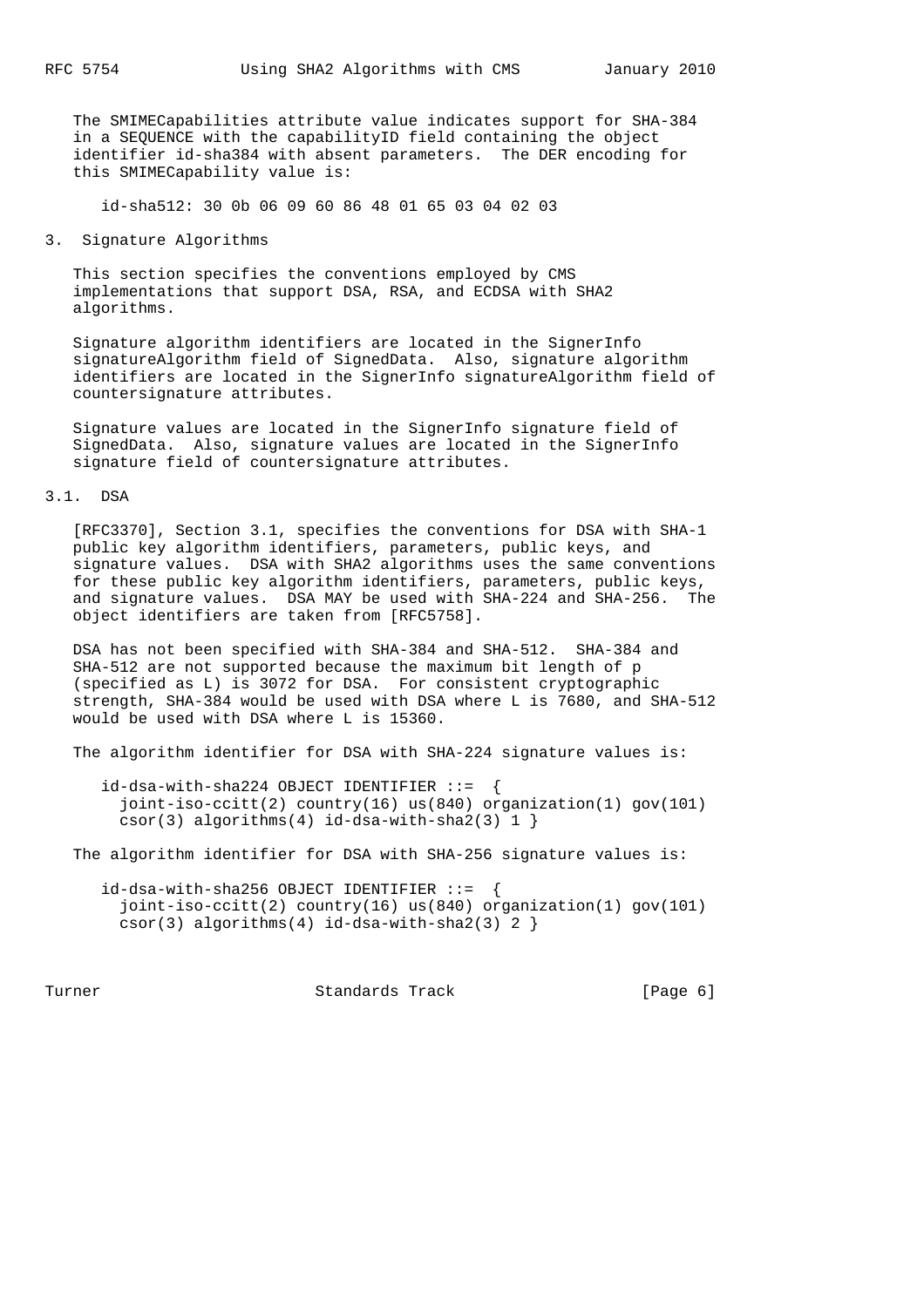The SMIMECapabilities attribute value indicates support for SHA-384 in a SEQUENCE with the capabilityID field containing the object identifier id-sha384 with absent parameters. The DER encoding for this SMIMECapability value is:

```
id-sha512: 30 0b 06 09 60 86 48 01 65 03 04 02 03
```

## 3. Signature Algorithms

This section specifies the conventions employed by CMS implementations that support DSA, RSA, and ECDSA with SHA2 algorithms.

Signature algorithm identifiers are located in the SignerInfo signatureAlgorithm field of SignedData. Also, signature algorithm identifiers are located in the SignerInfo signatureAlgorithm field of countersignature attributes.

Signature values are located in the SignerInfo signature field of SignedData. Also, signature values are located in the SignerInfo signature field of countersignature attributes.

### 3.1. DSA

[RFC3370], Section 3.1, specifies the conventions for DSA with SHA-1 public key algorithm identifiers, parameters, public keys, and signature values. DSA with SHA2 algorithms uses the same conventions for these public key algorithm identifiers, parameters, public keys, and signature values. DSA MAY be used with SHA-224 and SHA-256. The object identifiers are taken from [RFC5758].

DSA has not been specified with SHA-384 and SHA-512. SHA-384 and SHA-512 are not supported because the maximum bit length of p (specified as L) is 3072 for DSA. For consistent cryptographic strength, SHA-384 would be used with DSA where L is 7680, and SHA-512 would be used with DSA where L is 15360.

The algorithm identifier for DSA with SHA-224 signature values is:

```
id-dsa-with-sha224 OBJECT IDENTIFIER ::=  {
  joint-iso-ccitt(2) country(16) us(840) organization(1) gov(101)
  csor(3) algorithms(4) id-dsa-with-sha2(3) 1 }
```

The algorithm identifier for DSA with SHA-256 signature values is:

```
id-dsa-with-sha256 OBJECT IDENTIFIER ::=  {
  joint-iso-ccitt(2) country(16) us(840) organization(1) gov(101)
  csor(3) algorithms(4) id-dsa-with-sha2(3) 2 }
```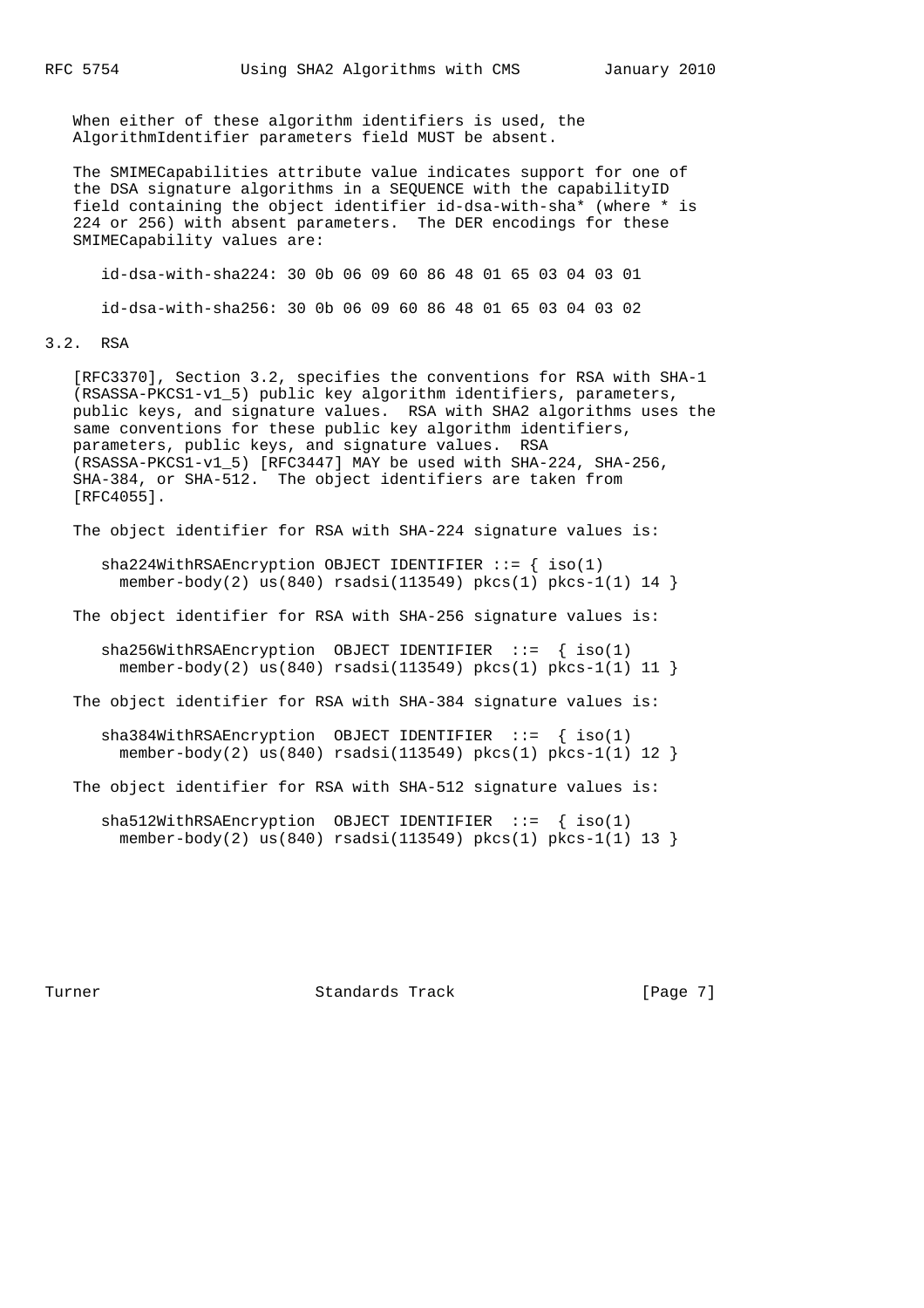When either of these algorithm identifiers is used, the AlgorithmIdentifier parameters field MUST be absent.

The SMIMECapabilities attribute value indicates support for one of the DSA signature algorithms in a SEQUENCE with the capabilityID field containing the object identifier id-dsa-with-sha* (where * is 224 or 256) with absent parameters. The DER encodings for these SMIMECapability values are:

```
id-dsa-with-sha224: 30 0b 06 09 60 86 48 01 65 03 04 03 01

id-dsa-with-sha256: 30 0b 06 09 60 86 48 01 65 03 04 03 02
```

## 3.2. RSA

[RFC3370], Section 3.2, specifies the conventions for RSA with SHA-1 (RSASSA-PKCS1-v1_5) public key algorithm identifiers, parameters, public keys, and signature values. RSA with SHA2 algorithms uses the same conventions for these public key algorithm identifiers, parameters, public keys, and signature values. RSA (RSASSA-PKCS1-v1_5) [RFC3447] MAY be used with SHA-224, SHA-256, SHA-384, or SHA-512. The object identifiers are taken from [RFC4055].

The object identifier for RSA with SHA-224 signature values is:

```
sha224WithRSAEncryption OBJECT IDENTIFIER ::= { iso(1)
  member-body(2) us(840) rsadsi(113549) pkcs(1) pkcs-1(1) 14 }
```

The object identifier for RSA with SHA-256 signature values is:

```
sha256WithRSAEncryption  OBJECT IDENTIFIER  ::=  { iso(1)
  member-body(2) us(840) rsadsi(113549) pkcs(1) pkcs-1(1) 11 }
```

The object identifier for RSA with SHA-384 signature values is:

```
sha384WithRSAEncryption  OBJECT IDENTIFIER  ::=  { iso(1)
  member-body(2) us(840) rsadsi(113549) pkcs(1) pkcs-1(1) 12 }
```

The object identifier for RSA with SHA-512 signature values is:

```
sha512WithRSAEncryption  OBJECT IDENTIFIER  ::=  { iso(1)
  member-body(2) us(840) rsadsi(113549) pkcs(1) pkcs-1(1) 13 }
```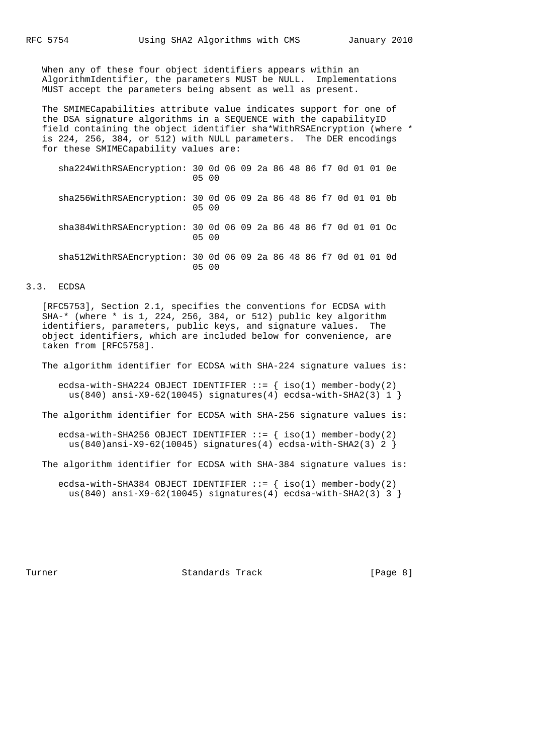When any of these four object identifiers appears within an AlgorithmIdentifier, the parameters MUST be NULL. Implementations MUST accept the parameters being absent as well as present.

The SMIMECapabilities attribute value indicates support for one of the DSA signature algorithms in a SEQUENCE with the capabilityID field containing the object identifier sha*WithRSAEncryption (where * is 224, 256, 384, or 512) with NULL parameters. The DER encodings for these SMIMECapability values are:

```
sha224WithRSAEncryption: 30 0d 06 09 2a 86 48 86 f7 0d 01 01 0e
                         05 00

sha256WithRSAEncryption: 30 0d 06 09 2a 86 48 86 f7 0d 01 01 0b
                         05 00

sha384WithRSAEncryption: 30 0d 06 09 2a 86 48 86 f7 0d 01 01 Oc
                         05 00

sha512WithRSAEncryption: 30 0d 06 09 2a 86 48 86 f7 0d 01 01 0d
                         05 00
```

## 3.3. ECDSA

[RFC5753], Section 2.1, specifies the conventions for ECDSA with SHA-* (where * is 1, 224, 256, 384, or 512) public key algorithm identifiers, parameters, public keys, and signature values. The object identifiers, which are included below for convenience, are taken from [RFC5758].

The algorithm identifier for ECDSA with SHA-224 signature values is:

```
ecdsa-with-SHA224 OBJECT IDENTIFIER ::= { iso(1) member-body(2)
  us(840) ansi-X9-62(10045) signatures(4) ecdsa-with-SHA2(3) 1 }
```

The algorithm identifier for ECDSA with SHA-256 signature values is:

```
ecdsa-with-SHA256 OBJECT IDENTIFIER ::= { iso(1) member-body(2)
  us(840)ansi-X9-62(10045) signatures(4) ecdsa-with-SHA2(3) 2 }
```

The algorithm identifier for ECDSA with SHA-384 signature values is:

```
ecdsa-with-SHA384 OBJECT IDENTIFIER ::= { iso(1) member-body(2)
  us(840) ansi-X9-62(10045) signatures(4) ecdsa-with-SHA2(3) 3 }
```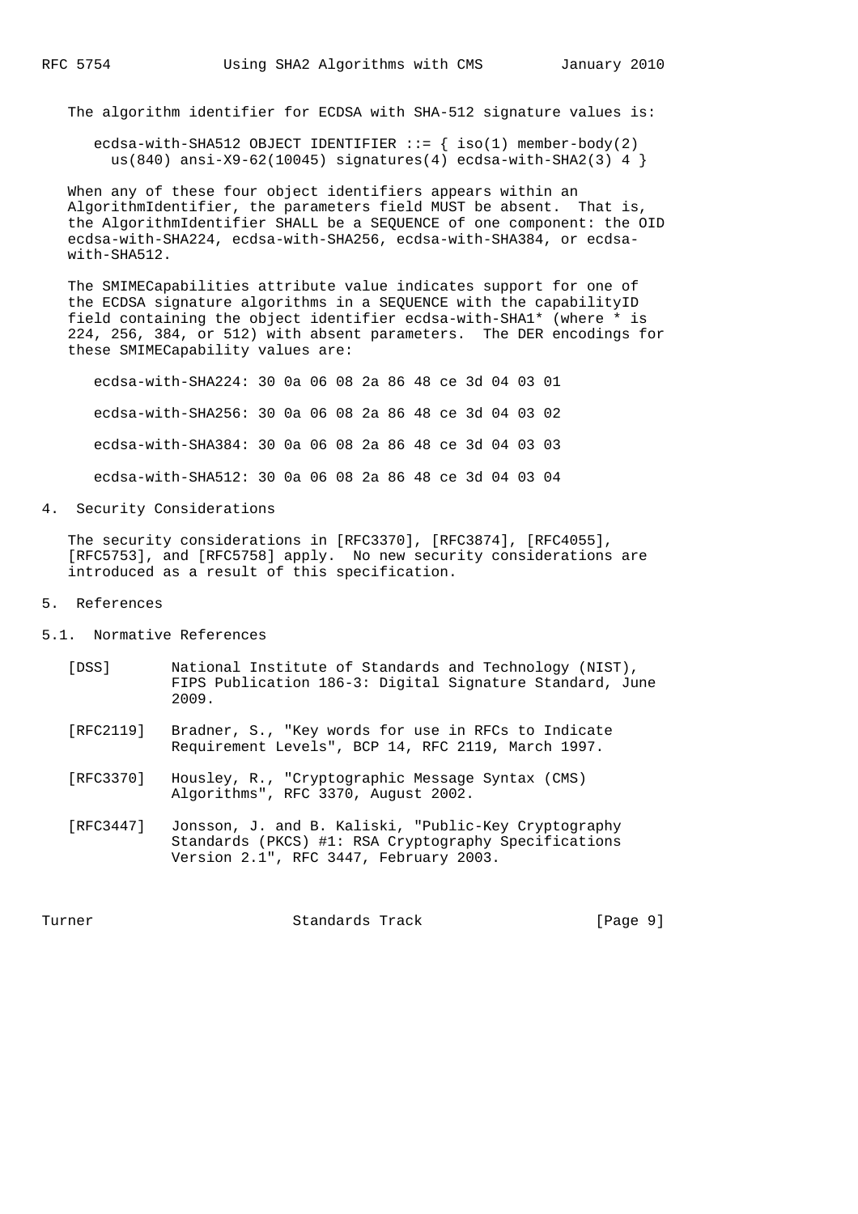The algorithm identifier for ECDSA with SHA-512 signature values is:

```
ecdsa-with-SHA512 OBJECT IDENTIFIER ::= { iso(1) member-body(2)
  us(840) ansi-X9-62(10045) signatures(4) ecdsa-with-SHA2(3) 4 }
```

When any of these four object identifiers appears within an AlgorithmIdentifier, the parameters field MUST be absent. That is, the AlgorithmIdentifier SHALL be a SEQUENCE of one component: the OID ecdsa-with-SHA224, ecdsa-with-SHA256, ecdsa-with-SHA384, or ecdsa-with-SHA512.

The SMIMECapabilities attribute value indicates support for one of the ECDSA signature algorithms in a SEQUENCE with the capabilityID field containing the object identifier ecdsa-with-SHA1* (where * is 224, 256, 384, or 512) with absent parameters. The DER encodings for these SMIMECapability values are:

```
ecdsa-with-SHA224: 30 0a 06 08 2a 86 48 ce 3d 04 03 01

ecdsa-with-SHA256: 30 0a 06 08 2a 86 48 ce 3d 04 03 02

ecdsa-with-SHA384: 30 0a 06 08 2a 86 48 ce 3d 04 03 03

ecdsa-with-SHA512: 30 0a 06 08 2a 86 48 ce 3d 04 03 04
```

## 4. Security Considerations

The security considerations in [RFC3370], [RFC3874], [RFC4055], [RFC5753], and [RFC5758] apply. No new security considerations are introduced as a result of this specification.

## 5. References

### 5.1. Normative References

[DSS] National Institute of Standards and Technology (NIST), FIPS Publication 186-3: Digital Signature Standard, June 2009.

[RFC2119] Bradner, S., "Key words for use in RFCs to Indicate Requirement Levels", BCP 14, RFC 2119, March 1997.

[RFC3370] Housley, R., "Cryptographic Message Syntax (CMS) Algorithms", RFC 3370, August 2002.

[RFC3447] Jonsson, J. and B. Kaliski, "Public-Key Cryptography Standards (PKCS) #1: RSA Cryptography Specifications Version 2.1", RFC 3447, February 2003.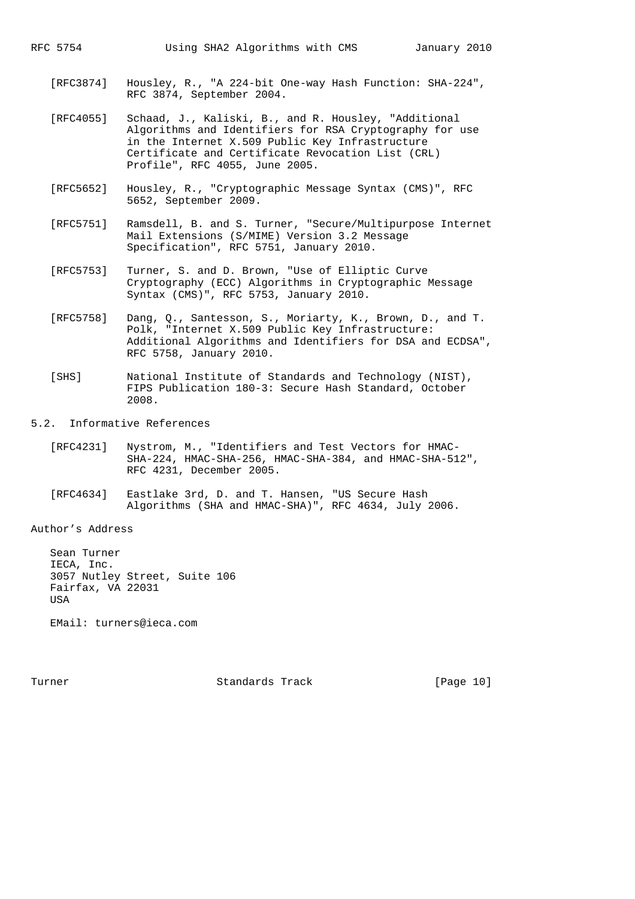[RFC3874] Housley, R., "A 224-bit One-way Hash Function: SHA-224", RFC 3874, September 2004.

[RFC4055] Schaad, J., Kaliski, B., and R. Housley, "Additional Algorithms and Identifiers for RSA Cryptography for use in the Internet X.509 Public Key Infrastructure Certificate and Certificate Revocation List (CRL) Profile", RFC 4055, June 2005.

[RFC5652] Housley, R., "Cryptographic Message Syntax (CMS)", RFC 5652, September 2009.

[RFC5751] Ramsdell, B. and S. Turner, "Secure/Multipurpose Internet Mail Extensions (S/MIME) Version 3.2 Message Specification", RFC 5751, January 2010.

[RFC5753] Turner, S. and D. Brown, "Use of Elliptic Curve Cryptography (ECC) Algorithms in Cryptographic Message Syntax (CMS)", RFC 5753, January 2010.

[RFC5758] Dang, Q., Santesson, S., Moriarty, K., Brown, D., and T. Polk, "Internet X.509 Public Key Infrastructure: Additional Algorithms and Identifiers for DSA and ECDSA", RFC 5758, January 2010.

[SHS] National Institute of Standards and Technology (NIST), FIPS Publication 180-3: Secure Hash Standard, October 2008.

## 5.2. Informative References

[RFC4231] Nystrom, M., "Identifiers and Test Vectors for HMAC-SHA-224, HMAC-SHA-256, HMAC-SHA-384, and HMAC-SHA-512", RFC 4231, December 2005.

[RFC4634] Eastlake 3rd, D. and T. Hansen, "US Secure Hash Algorithms (SHA and HMAC-SHA)", RFC 4634, July 2006.

## Author's Address

Sean Turner
IECA, Inc.
3057 Nutley Street, Suite 106
Fairfax, VA 22031
USA

EMail: turners@ieca.com